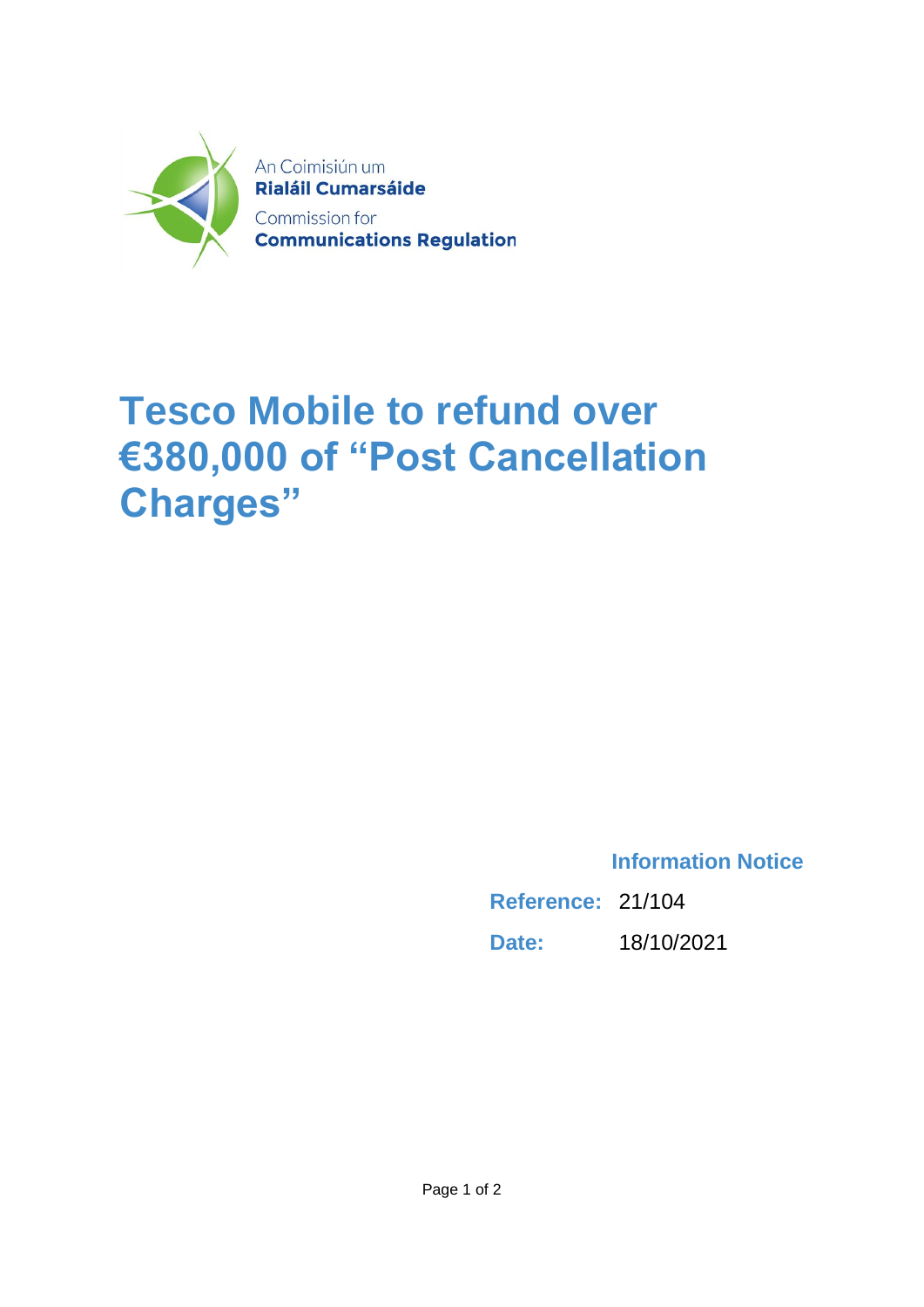An Coimisiún um
**Rialáil Cumarsáide**
Commission for
**Communications Regulation**

# Tesco Mobile to refund over €380,000 of "Post Cancellation Charges"

**Information Notice**

**Reference:** 21/104

**Date:** 18/10/2021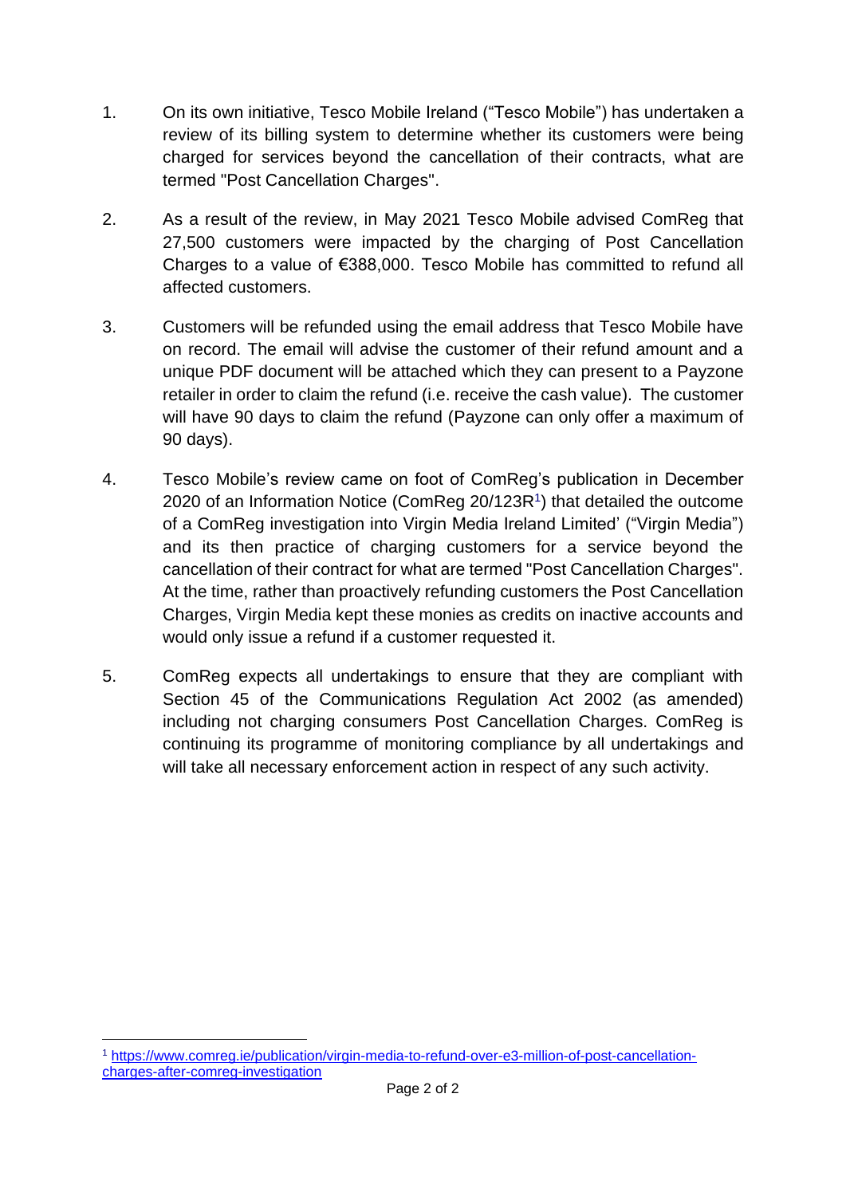1. On its own initiative, Tesco Mobile Ireland ("Tesco Mobile") has undertaken a review of its billing system to determine whether its customers were being charged for services beyond the cancellation of their contracts, what are termed "Post Cancellation Charges".

2. As a result of the review, in May 2021 Tesco Mobile advised ComReg that 27,500 customers were impacted by the charging of Post Cancellation Charges to a value of €388,000. Tesco Mobile has committed to refund all affected customers.

3. Customers will be refunded using the email address that Tesco Mobile have on record. The email will advise the customer of their refund amount and a unique PDF document will be attached which they can present to a Payzone retailer in order to claim the refund (i.e. receive the cash value). The customer will have 90 days to claim the refund (Payzone can only offer a maximum of 90 days).

4. Tesco Mobile's review came on foot of ComReg's publication in December 2020 of an Information Notice (ComReg 20/123R[1]) that detailed the outcome of a ComReg investigation into Virgin Media Ireland Limited' ("Virgin Media") and its then practice of charging customers for a service beyond the cancellation of their contract for what are termed "Post Cancellation Charges". At the time, rather than proactively refunding customers the Post Cancellation Charges, Virgin Media kept these monies as credits on inactive accounts and would only issue a refund if a customer requested it.

5. ComReg expects all undertakings to ensure that they are compliant with Section 45 of the Communications Regulation Act 2002 (as amended) including not charging consumers Post Cancellation Charges. ComReg is continuing its programme of monitoring compliance by all undertakings and will take all necessary enforcement action in respect of any such activity.

---

[1] https://www.comreg.ie/publication/virgin-media-to-refund-over-e3-million-of-post-cancellation-charges-after-comreg-investigation